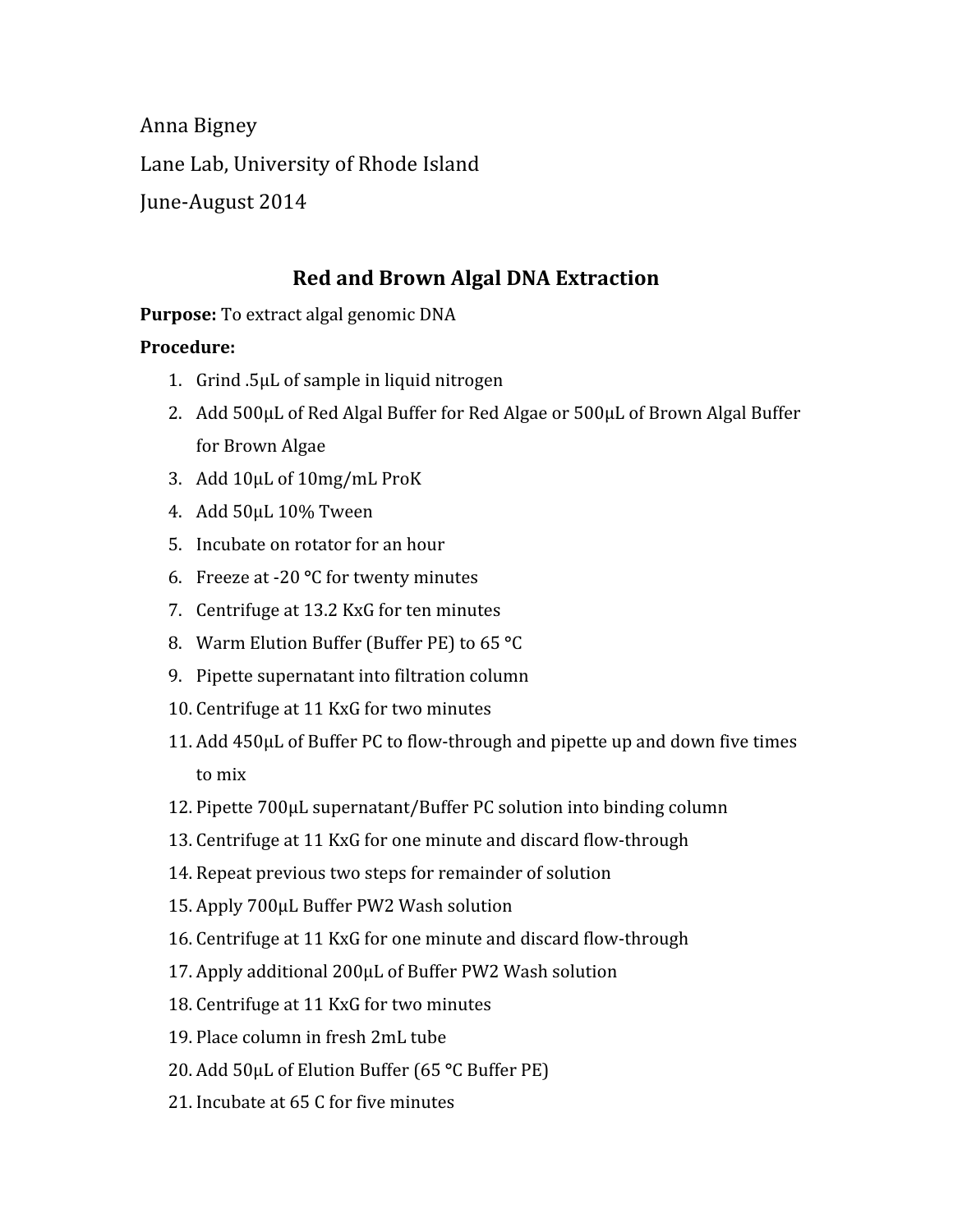Anna Bigney

Lane Lab, University of Rhode Island

June-August 2014

## Red and Brown Algal DNA Extraction

**Purpose:** To extract algal genomic DNA

**Procedure:**

1. Grind .5μL of sample in liquid nitrogen
2. Add 500μL of Red Algal Buffer for Red Algae or 500μL of Brown Algal Buffer for Brown Algae
3. Add 10μL of 10mg/mL ProK
4. Add 50μL 10% Tween
5. Incubate on rotator for an hour
6. Freeze at -20 °C for twenty minutes
7. Centrifuge at 13.2 KxG for ten minutes
8. Warm Elution Buffer (Buffer PE) to 65 °C
9. Pipette supernatant into filtration column
10. Centrifuge at 11 KxG for two minutes
11. Add 450μL of Buffer PC to flow-through and pipette up and down five times to mix
12. Pipette 700μL supernatant/Buffer PC solution into binding column
13. Centrifuge at 11 KxG for one minute and discard flow-through
14. Repeat previous two steps for remainder of solution
15. Apply 700μL Buffer PW2 Wash solution
16. Centrifuge at 11 KxG for one minute and discard flow-through
17. Apply additional 200μL of Buffer PW2 Wash solution
18. Centrifuge at 11 KxG for two minutes
19. Place column in fresh 2mL tube
20. Add 50μL of Elution Buffer (65 °C Buffer PE)
21. Incubate at 65 C for five minutes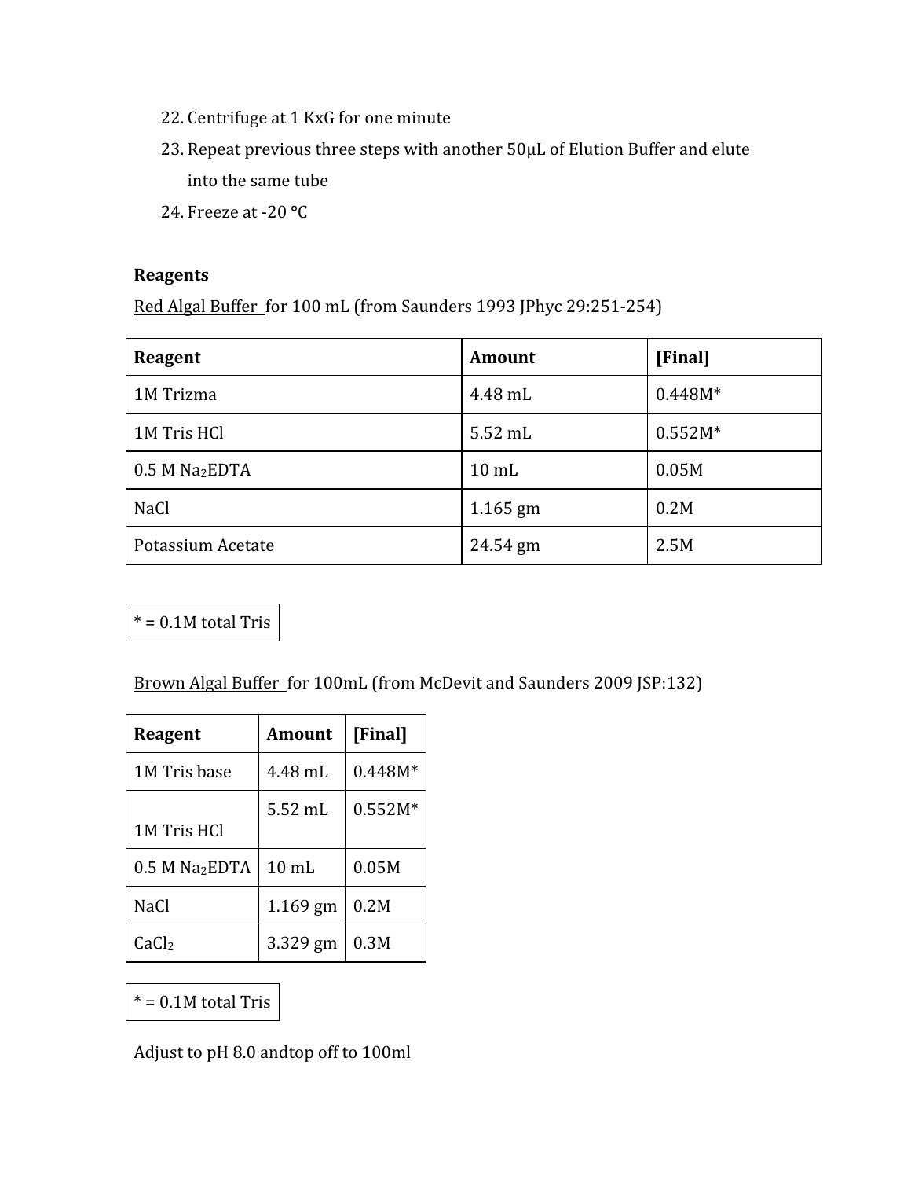22. Centrifuge at 1 KxG for one minute
23. Repeat previous three steps with another 50µL of Elution Buffer and elute into the same tube
24. Freeze at -20 °C

**Reagents**

Red Algal Buffer for 100 mL (from Saunders 1993 JPhyc 29:251-254)

| **Reagent** | **Amount** | **[Final]** |
|---|---|---|
| 1M Trizma | 4.48 mL | 0.448M* |
| 1M Tris HCl | 5.52 mL | 0.552M* |
| 0.5 M $Na_2EDTA$ | 10 mL | 0.05M |
| NaCl | 1.165 gm | 0.2M |
| Potassium Acetate | 24.54 gm | 2.5M |

* = 0.1M total Tris

Brown Algal Buffer for 100mL (from McDevit and Saunders 2009 JSP:132)

| **Reagent** | **Amount** | **[Final]** |
|---|---|---|
| 1M Tris base | 4.48 mL | 0.448M* |
| 1M Tris HCl | 5.52 mL | 0.552M* |
| 0.5 M $Na_2EDTA$ | 10 mL | 0.05M |
| NaCl | 1.169 gm | 0.2M |
| $CaCl_2$ | 3.329 gm | 0.3M |

* = 0.1M total Tris

Adjust to pH 8.0 andtop off to 100ml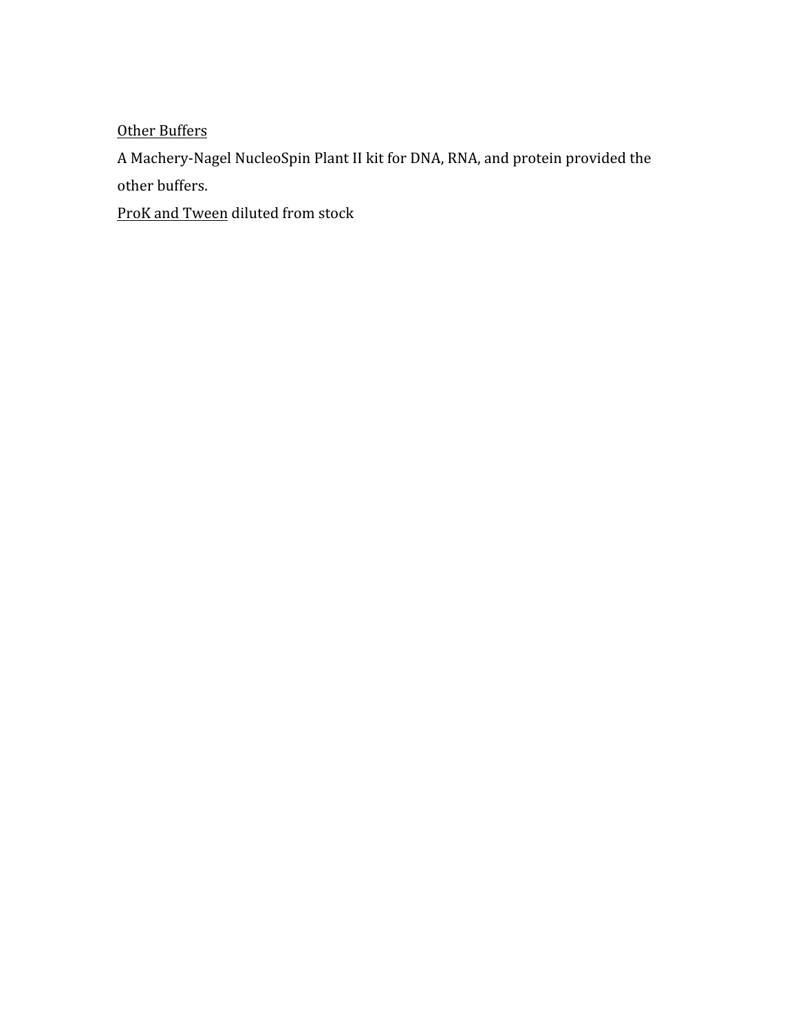<u>Other Buffers</u>

A Machery-Nagel NucleoSpin Plant II kit for DNA, RNA, and protein provided the other buffers.

<u>ProK and Tween</u> diluted from stock